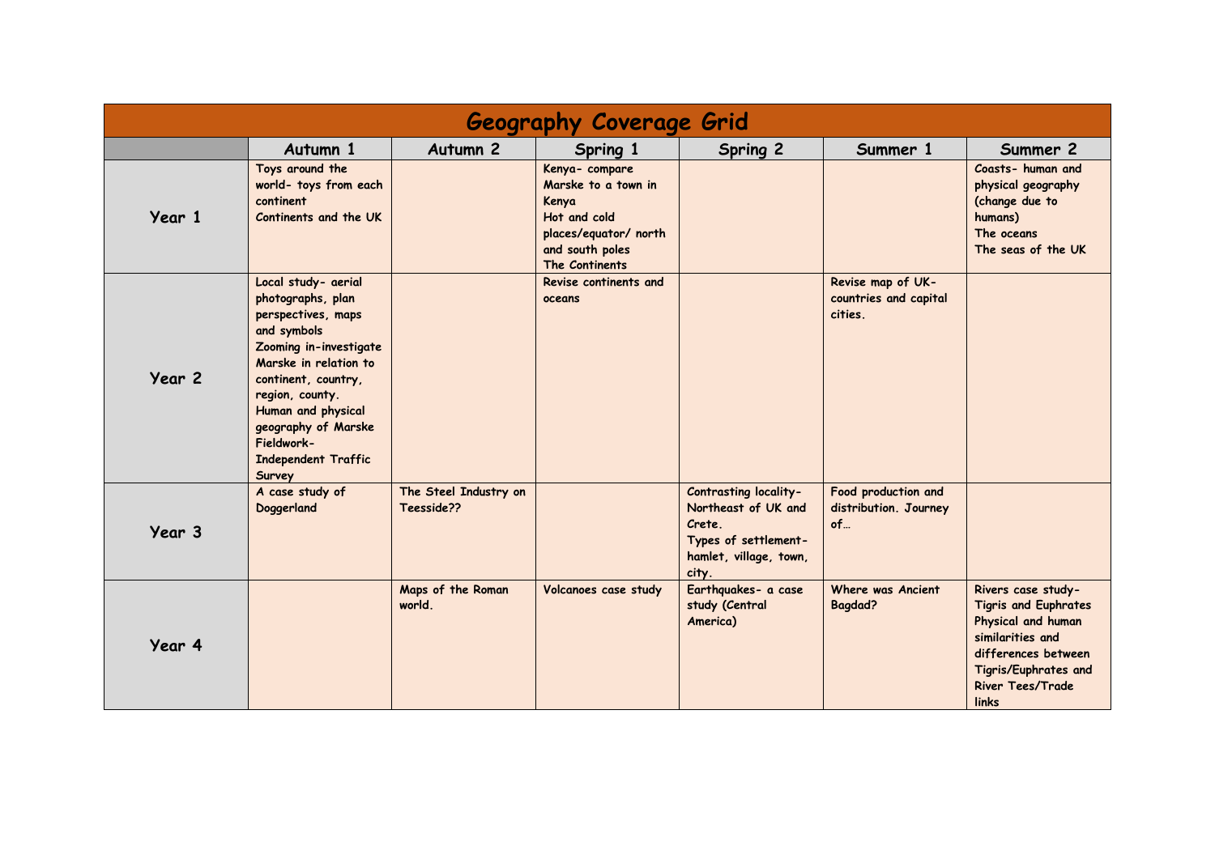# Geography Coverage Grid

| | Autumn 1 | Autumn 2 | Spring 1 | Spring 2 | Summer 1 | Summer 2 |
|---|---|---|---|---|---|---|
| **Year 1** | Toys around the world- toys from each continent<br>Continents and the UK | | Kenya- compare Marske to a town in Kenya<br>Hot and cold places/equator/ north and south poles<br>The Continents | | | Coasts- human and physical geography (change due to humans)<br>The oceans<br>The seas of the UK |
| **Year 2** | Local study- aerial photographs, plan perspectives, maps and symbols<br>Zooming in-investigate Marske in relation to continent, country, region, county.<br>Human and physical geography of Marske<br>Fieldwork- Independent Traffic Survey | | Revise continents and oceans | | Revise map of UK- countries and capital cities. | |
| **Year 3** | A case study of Doggerland | The Steel Industry on Teesside?? | | Contrasting locality- Northeast of UK and Crete.<br>Types of settlement- hamlet, village, town, city. | Food production and distribution. Journey of… | |
| **Year 4** | | Maps of the Roman world. | Volcanoes case study | Earthquakes- a case study (Central America) | Where was Ancient Bagdad? | Rivers case study- Tigris and Euphrates<br>Physical and human similarities and differences between Tigris/Euphrates and River Tees/Trade links |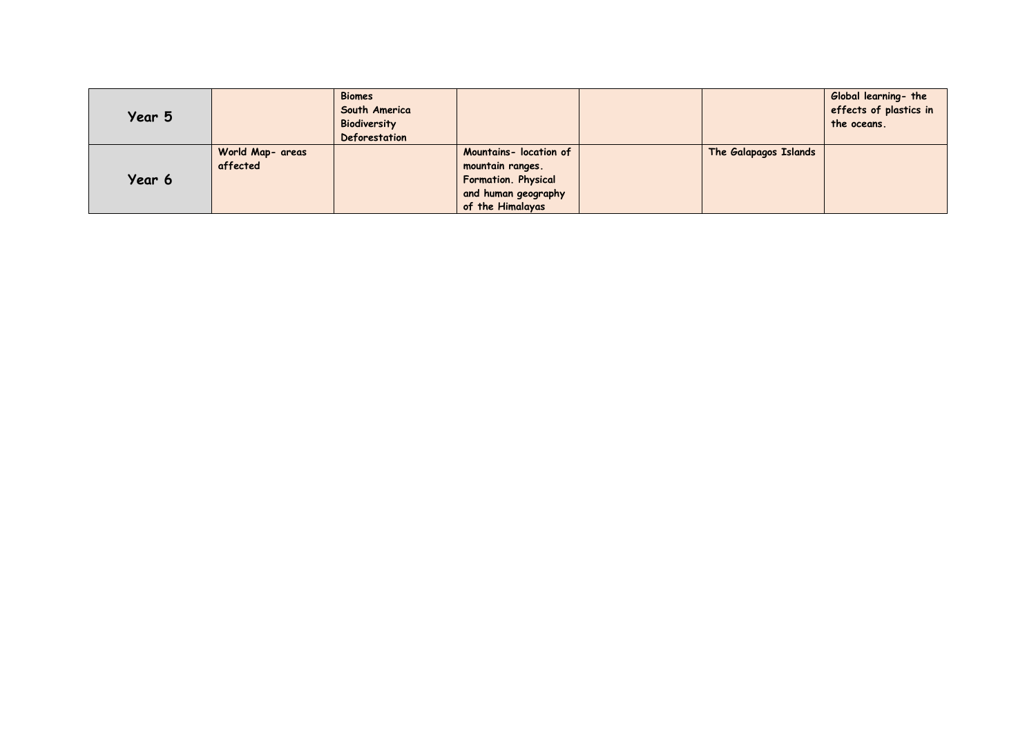| | | | | | | |
|---|---|---|---|---|---|---|
| **Year 5** | | **Biomes**<br>**South America**<br>**Biodiversity**<br>**Deforestation** | | | | **Global learning- the effects of plastics in the oceans.** |
| **Year 6** | **World Map- areas affected** | | **Mountains- location of mountain ranges. Formation. Physical and human geography of the Himalayas** | | **The Galapagos Islands** | |